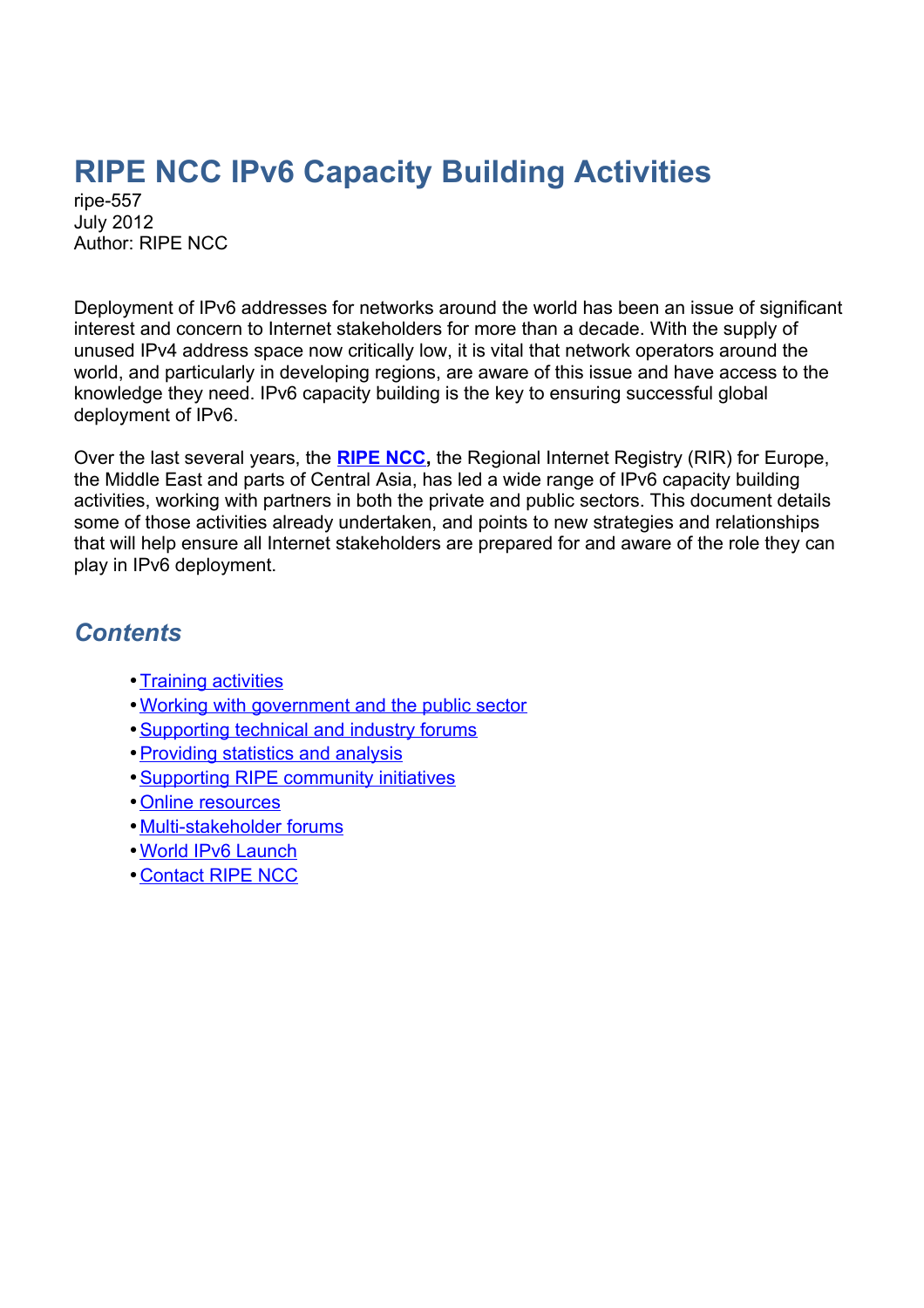# RIPE NCC IPv6 Capacity Building Activities

ripe-557
July 2012
Author: RIPE NCC

Deployment of IPv6 addresses for networks around the world has been an issue of significant interest and concern to Internet stakeholders for more than a decade. With the supply of unused IPv4 address space now critically low, it is vital that network operators around the world, and particularly in developing regions, are aware of this issue and have access to the knowledge they need. IPv6 capacity building is the key to ensuring successful global deployment of IPv6.

Over the last several years, the **RIPE NCC,** the Regional Internet Registry (RIR) for Europe, the Middle East and parts of Central Asia, has led a wide range of IPv6 capacity building activities, working with partners in both the private and public sectors. This document details some of those activities already undertaken, and points to new strategies and relationships that will help ensure all Internet stakeholders are prepared for and aware of the role they can play in IPv6 deployment.

## *Contents*

- Training activities
- Working with government and the public sector
- Supporting technical and industry forums
- Providing statistics and analysis
- Supporting RIPE community initiatives
- Online resources
- Multi-stakeholder forums
- World IPv6 Launch
- Contact RIPE NCC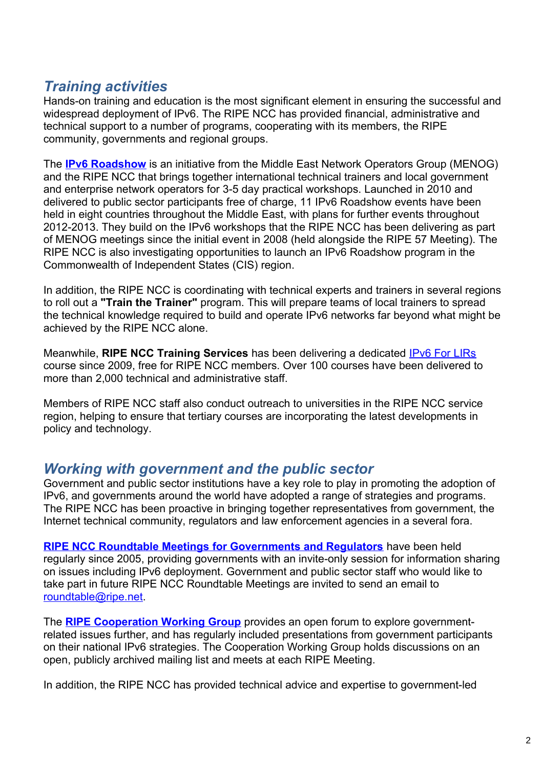## *Training activities*

Hands-on training and education is the most significant element in ensuring the successful and widespread deployment of IPv6. The RIPE NCC has provided financial, administrative and technical support to a number of programs, cooperating with its members, the RIPE community, governments and regional groups.

The **IPv6 Roadshow** is an initiative from the Middle East Network Operators Group (MENOG) and the RIPE NCC that brings together international technical trainers and local government and enterprise network operators for 3-5 day practical workshops. Launched in 2010 and delivered to public sector participants free of charge, 11 IPv6 Roadshow events have been held in eight countries throughout the Middle East, with plans for further events throughout 2012-2013. They build on the IPv6 workshops that the RIPE NCC has been delivering as part of MENOG meetings since the initial event in 2008 (held alongside the RIPE 57 Meeting). The RIPE NCC is also investigating opportunities to launch an IPv6 Roadshow program in the Commonwealth of Independent States (CIS) region.

In addition, the RIPE NCC is coordinating with technical experts and trainers in several regions to roll out a **"Train the Trainer"** program. This will prepare teams of local trainers to spread the technical knowledge required to build and operate IPv6 networks far beyond what might be achieved by the RIPE NCC alone.

Meanwhile, **RIPE NCC Training Services** has been delivering a dedicated IPv6 For LIRs course since 2009, free for RIPE NCC members. Over 100 courses have been delivered to more than 2,000 technical and administrative staff.

Members of RIPE NCC staff also conduct outreach to universities in the RIPE NCC service region, helping to ensure that tertiary courses are incorporating the latest developments in policy and technology.

## *Working with government and the public sector*

Government and public sector institutions have a key role to play in promoting the adoption of IPv6, and governments around the world have adopted a range of strategies and programs. The RIPE NCC has been proactive in bringing together representatives from government, the Internet technical community, regulators and law enforcement agencies in a several fora.

**RIPE NCC Roundtable Meetings for Governments and Regulators** have been held regularly since 2005, providing governments with an invite-only session for information sharing on issues including IPv6 deployment. Government and public sector staff who would like to take part in future RIPE NCC Roundtable Meetings are invited to send an email to roundtable@ripe.net.

The **RIPE Cooperation Working Group** provides an open forum to explore government-related issues further, and has regularly included presentations from government participants on their national IPv6 strategies. The Cooperation Working Group holds discussions on an open, publicly archived mailing list and meets at each RIPE Meeting.

In addition, the RIPE NCC has provided technical advice and expertise to government-led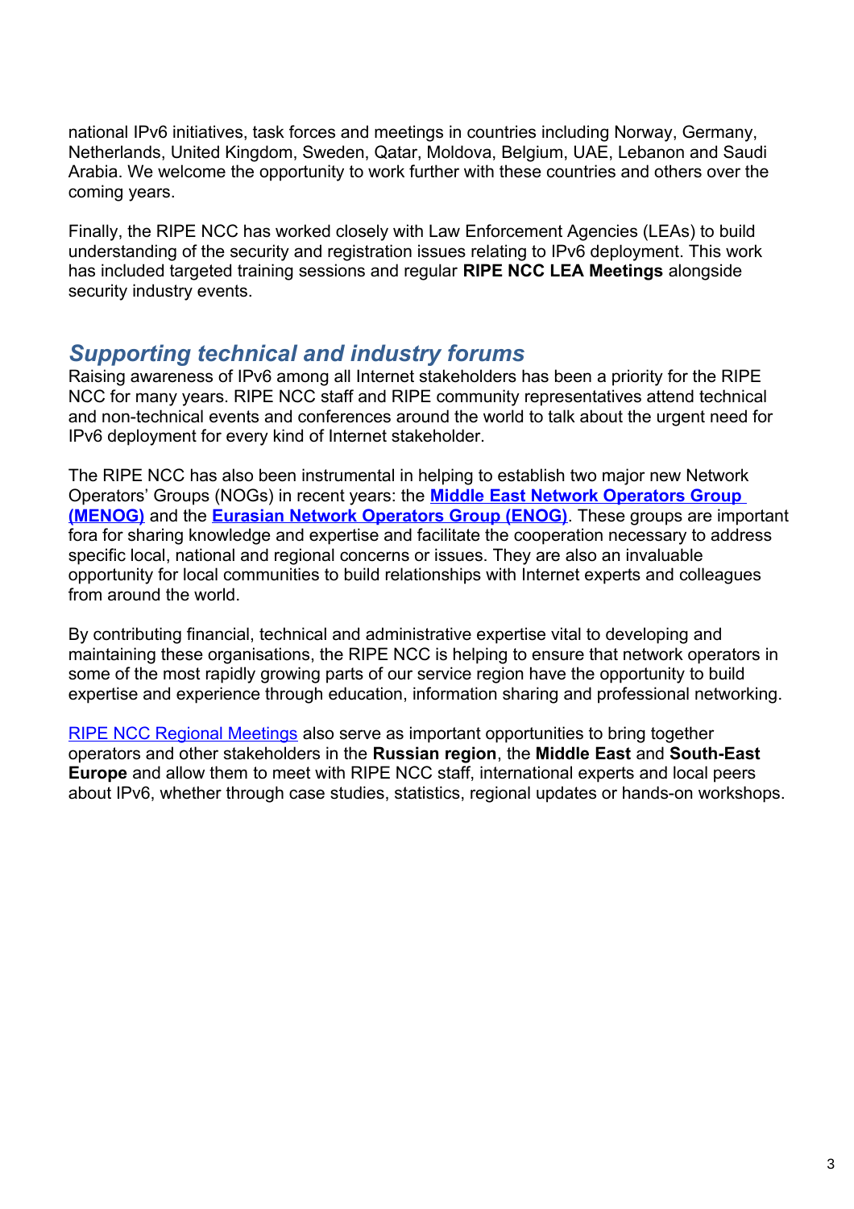national IPv6 initiatives, task forces and meetings in countries including Norway, Germany, Netherlands, United Kingdom, Sweden, Qatar, Moldova, Belgium, UAE, Lebanon and Saudi Arabia. We welcome the opportunity to work further with these countries and others over the coming years.

Finally, the RIPE NCC has worked closely with Law Enforcement Agencies (LEAs) to build understanding of the security and registration issues relating to IPv6 deployment. This work has included targeted training sessions and regular **RIPE NCC LEA Meetings** alongside security industry events.

## *Supporting technical and industry forums*

Raising awareness of IPv6 among all Internet stakeholders has been a priority for the RIPE NCC for many years. RIPE NCC staff and RIPE community representatives attend technical and non-technical events and conferences around the world to talk about the urgent need for IPv6 deployment for every kind of Internet stakeholder.

The RIPE NCC has also been instrumental in helping to establish two major new Network Operators' Groups (NOGs) in recent years: the **Middle East Network Operators Group (MENOG)** and the **Eurasian Network Operators Group (ENOG)**. These groups are important fora for sharing knowledge and expertise and facilitate the cooperation necessary to address specific local, national and regional concerns or issues. They are also an invaluable opportunity for local communities to build relationships with Internet experts and colleagues from around the world.

By contributing financial, technical and administrative expertise vital to developing and maintaining these organisations, the RIPE NCC is helping to ensure that network operators in some of the most rapidly growing parts of our service region have the opportunity to build expertise and experience through education, information sharing and professional networking.

RIPE NCC Regional Meetings also serve as important opportunities to bring together operators and other stakeholders in the **Russian region**, the **Middle East** and **South-East Europe** and allow them to meet with RIPE NCC staff, international experts and local peers about IPv6, whether through case studies, statistics, regional updates or hands-on workshops.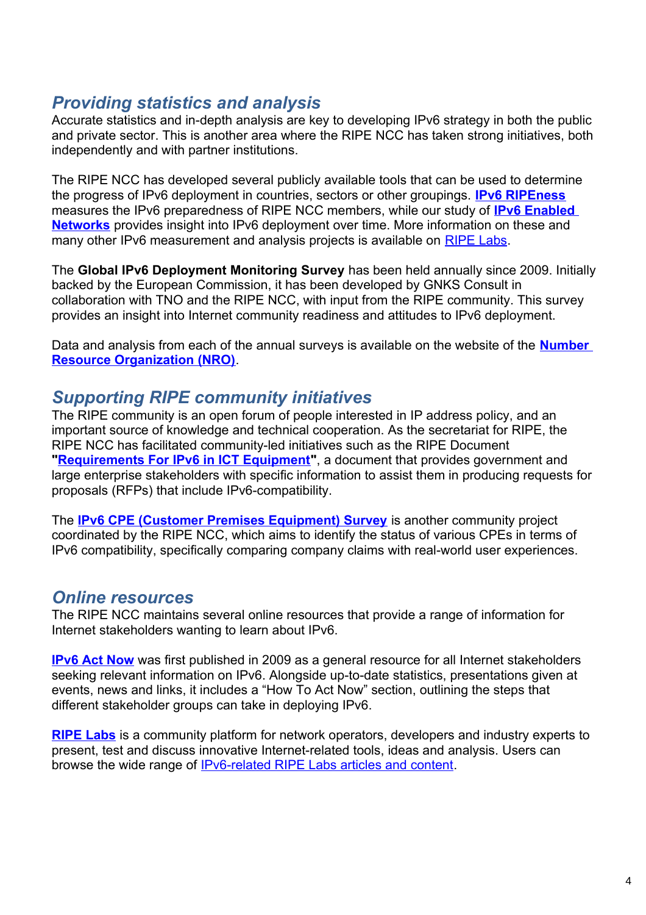## *Providing statistics and analysis*

Accurate statistics and in-depth analysis are key to developing IPv6 strategy in both the public and private sector. This is another area where the RIPE NCC has taken strong initiatives, both independently and with partner institutions.

The RIPE NCC has developed several publicly available tools that can be used to determine the progress of IPv6 deployment in countries, sectors or other groupings. **IPv6 RIPEness** measures the IPv6 preparedness of RIPE NCC members, while our study of **IPv6 Enabled Networks** provides insight into IPv6 deployment over time. More information on these and many other IPv6 measurement and analysis projects is available on RIPE Labs.

The **Global IPv6 Deployment Monitoring Survey** has been held annually since 2009. Initially backed by the European Commission, it has been developed by GNKS Consult in collaboration with TNO and the RIPE NCC, with input from the RIPE community. This survey provides an insight into Internet community readiness and attitudes to IPv6 deployment.

Data and analysis from each of the annual surveys is available on the website of the **Number Resource Organization (NRO)**.

## *Supporting RIPE community initiatives*

The RIPE community is an open forum of people interested in IP address policy, and an important source of knowledge and technical cooperation. As the secretariat for RIPE, the RIPE NCC has facilitated community-led initiatives such as the RIPE Document **"Requirements For IPv6 in ICT Equipment"**, a document that provides government and large enterprise stakeholders with specific information to assist them in producing requests for proposals (RFPs) that include IPv6-compatibility.

The **IPv6 CPE (Customer Premises Equipment) Survey** is another community project coordinated by the RIPE NCC, which aims to identify the status of various CPEs in terms of IPv6 compatibility, specifically comparing company claims with real-world user experiences.

## *Online resources*

The RIPE NCC maintains several online resources that provide a range of information for Internet stakeholders wanting to learn about IPv6.

**IPv6 Act Now** was first published in 2009 as a general resource for all Internet stakeholders seeking relevant information on IPv6. Alongside up-to-date statistics, presentations given at events, news and links, it includes a "How To Act Now" section, outlining the steps that different stakeholder groups can take in deploying IPv6.

**RIPE Labs** is a community platform for network operators, developers and industry experts to present, test and discuss innovative Internet-related tools, ideas and analysis. Users can browse the wide range of IPv6-related RIPE Labs articles and content.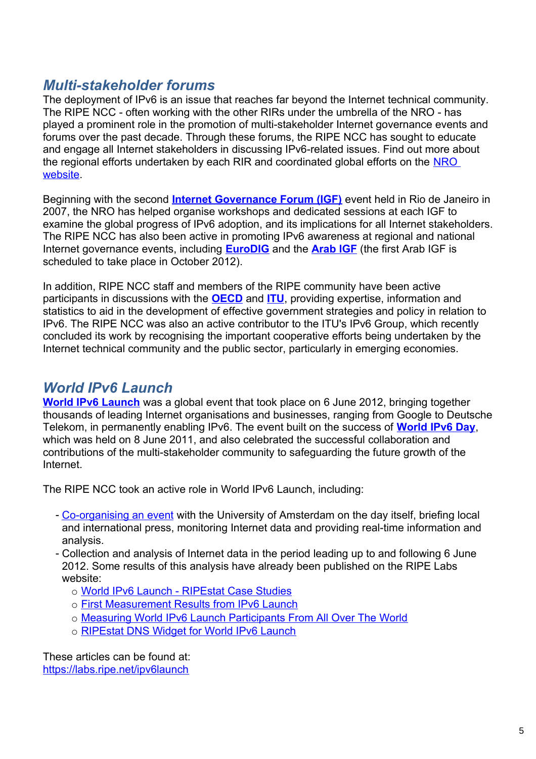## *Multi-stakeholder forums*

The deployment of IPv6 is an issue that reaches far beyond the Internet technical community. The RIPE NCC - often working with the other RIRs under the umbrella of the NRO - has played a prominent role in the promotion of multi-stakeholder Internet governance events and forums over the past decade. Through these forums, the RIPE NCC has sought to educate and engage all Internet stakeholders in discussing IPv6-related issues. Find out more about the regional efforts undertaken by each RIR and coordinated global efforts on the NRO website.

Beginning with the second **Internet Governance Forum (IGF)** event held in Rio de Janeiro in 2007, the NRO has helped organise workshops and dedicated sessions at each IGF to examine the global progress of IPv6 adoption, and its implications for all Internet stakeholders. The RIPE NCC has also been active in promoting IPv6 awareness at regional and national Internet governance events, including **EuroDIG** and the **Arab IGF** (the first Arab IGF is scheduled to take place in October 2012).

In addition, RIPE NCC staff and members of the RIPE community have been active participants in discussions with the **OECD** and **ITU**, providing expertise, information and statistics to aid in the development of effective government strategies and policy in relation to IPv6. The RIPE NCC was also an active contributor to the ITU's IPv6 Group, which recently concluded its work by recognising the important cooperative efforts being undertaken by the Internet technical community and the public sector, particularly in emerging economies.

## *World IPv6 Launch*

**World IPv6 Launch** was a global event that took place on 6 June 2012, bringing together thousands of leading Internet organisations and businesses, ranging from Google to Deutsche Telekom, in permanently enabling IPv6. The event built on the success of **World IPv6 Day**, which was held on 8 June 2011, and also celebrated the successful collaboration and contributions of the multi-stakeholder community to safeguarding the future growth of the Internet.

The RIPE NCC took an active role in World IPv6 Launch, including:

- Co-organising an event with the University of Amsterdam on the day itself, briefing local and international press, monitoring Internet data and providing real-time information and analysis.
- Collection and analysis of Internet data in the period leading up to and following 6 June 2012. Some results of this analysis have already been published on the RIPE Labs website:
  - World IPv6 Launch - RIPEstat Case Studies
  - First Measurement Results from IPv6 Launch
  - Measuring World IPv6 Launch Participants From All Over The World
  - RIPEstat DNS Widget for World IPv6 Launch

These articles can be found at:
https://labs.ripe.net/ipv6launch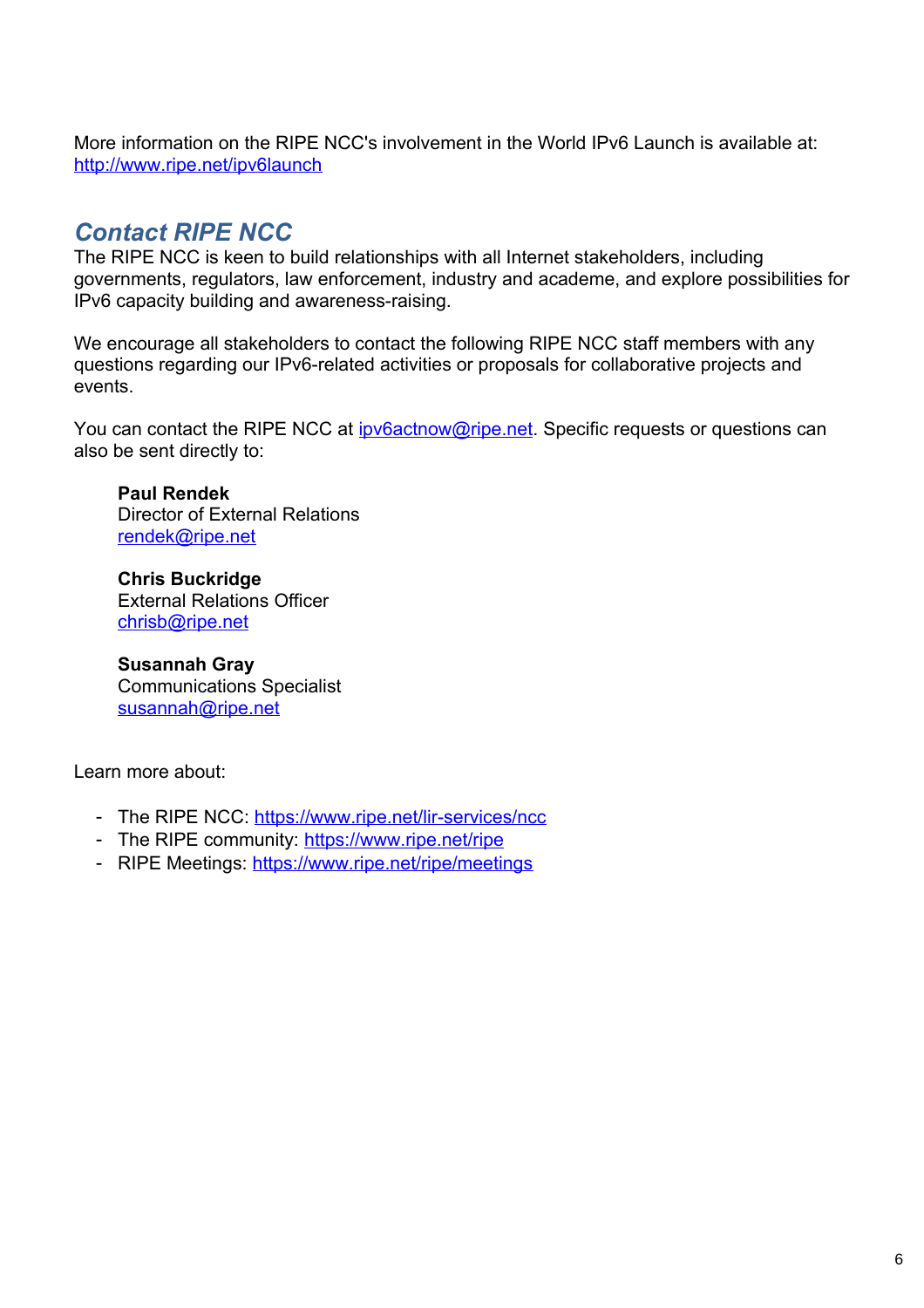More information on the RIPE NCC's involvement in the World IPv6 Launch is available at: http://www.ripe.net/ipv6launch

## *Contact RIPE NCC*

The RIPE NCC is keen to build relationships with all Internet stakeholders, including governments, regulators, law enforcement, industry and academe, and explore possibilities for IPv6 capacity building and awareness-raising.

We encourage all stakeholders to contact the following RIPE NCC staff members with any questions regarding our IPv6-related activities or proposals for collaborative projects and events.

You can contact the RIPE NCC at ipv6actnow@ripe.net. Specific requests or questions can also be sent directly to:

**Paul Rendek**
Director of External Relations
rendek@ripe.net

**Chris Buckridge**
External Relations Officer
chrisb@ripe.net

**Susannah Gray**
Communications Specialist
susannah@ripe.net

Learn more about:

- The RIPE NCC: https://www.ripe.net/lir-services/ncc
- The RIPE community: https://www.ripe.net/ripe
- RIPE Meetings: https://www.ripe.net/ripe/meetings